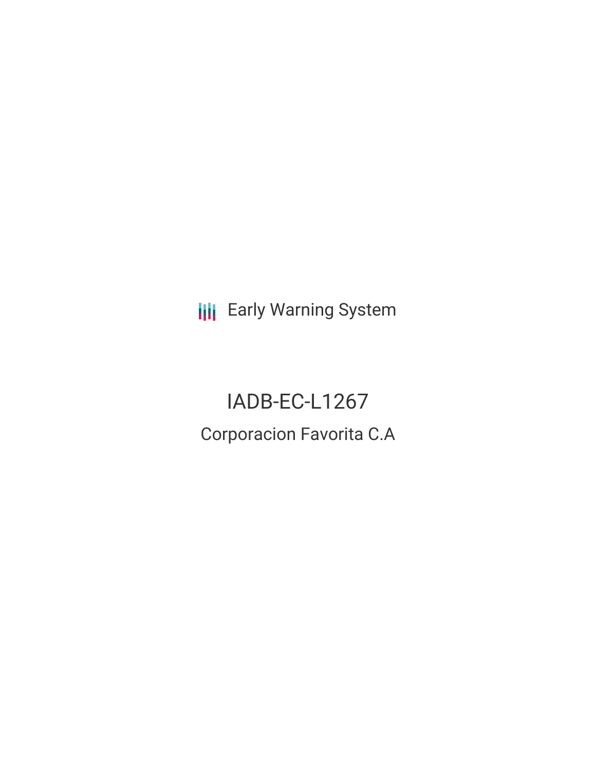Early Warning System

# IADB-EC-L1267

## Corporacion Favorita C.A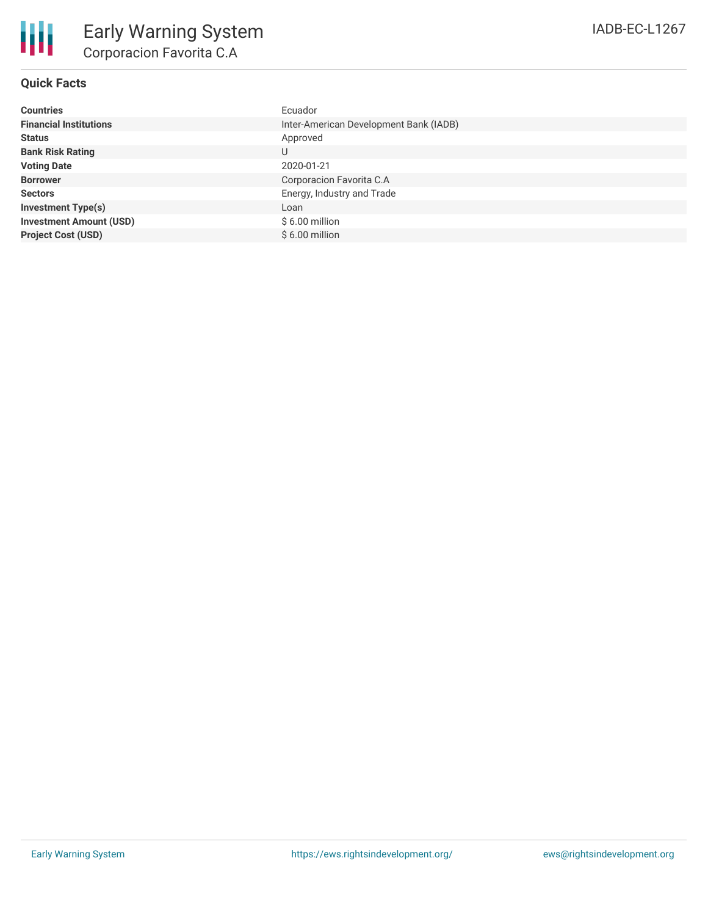## Quick Facts

| | |
|---|---|
| **Countries** | Ecuador |
| **Financial Institutions** | Inter-American Development Bank (IADB) |
| **Status** | Approved |
| **Bank Risk Rating** | U |
| **Voting Date** | 2020-01-21 |
| **Borrower** | Corporacion Favorita C.A |
| **Sectors** | Energy, Industry and Trade |
| **Investment Type(s)** | Loan |
| **Investment Amount (USD)** | $ 6.00 million |
| **Project Cost (USD)** | $ 6.00 million |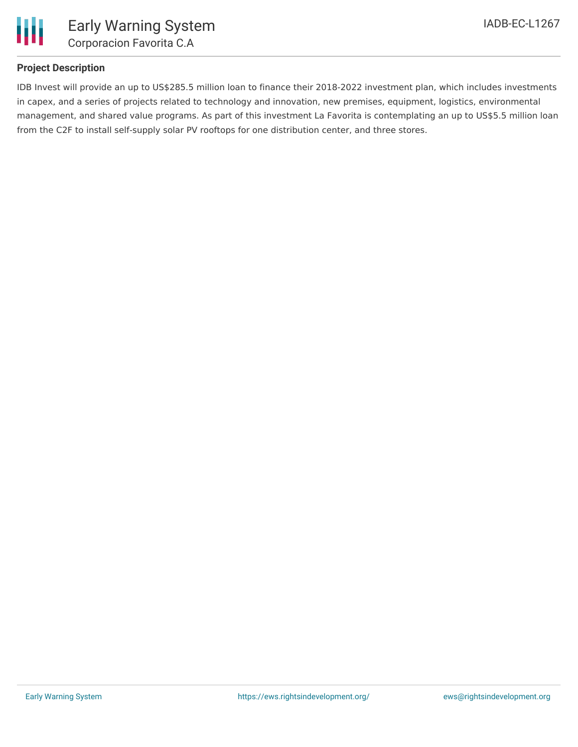**Project Description**

IDB Invest will provide an up to US$285.5 million loan to finance their 2018-2022 investment plan, which includes investments in capex, and a series of projects related to technology and innovation, new premises, equipment, logistics, environmental management, and shared value programs. As part of this investment La Favorita is contemplating an up to US$5.5 million loan from the C2F to install self-supply solar PV rooftops for one distribution center, and three stores.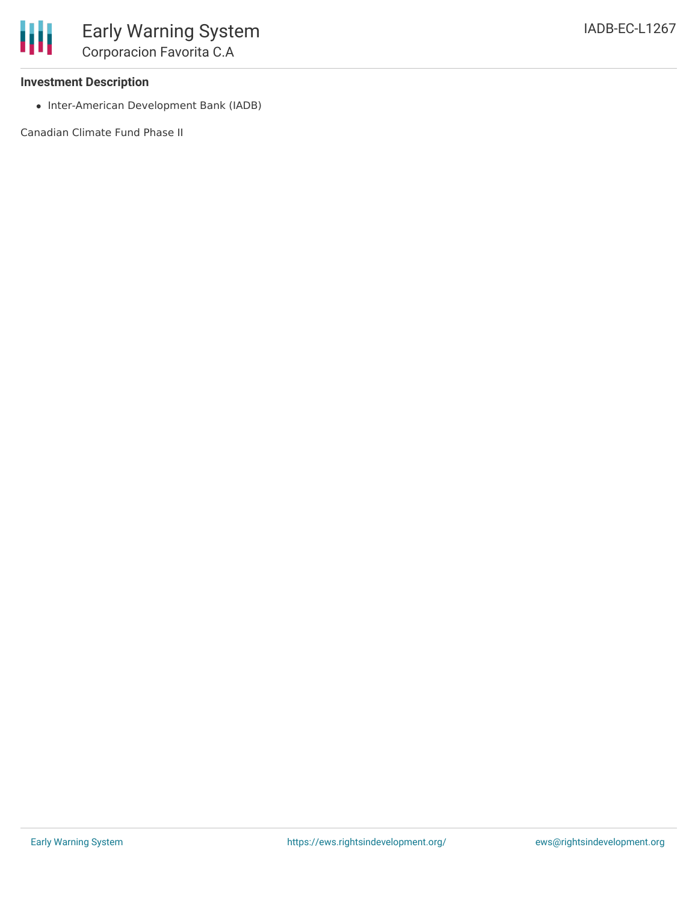### Investment Description

- Inter-American Development Bank (IADB)

Canadian Climate Fund Phase II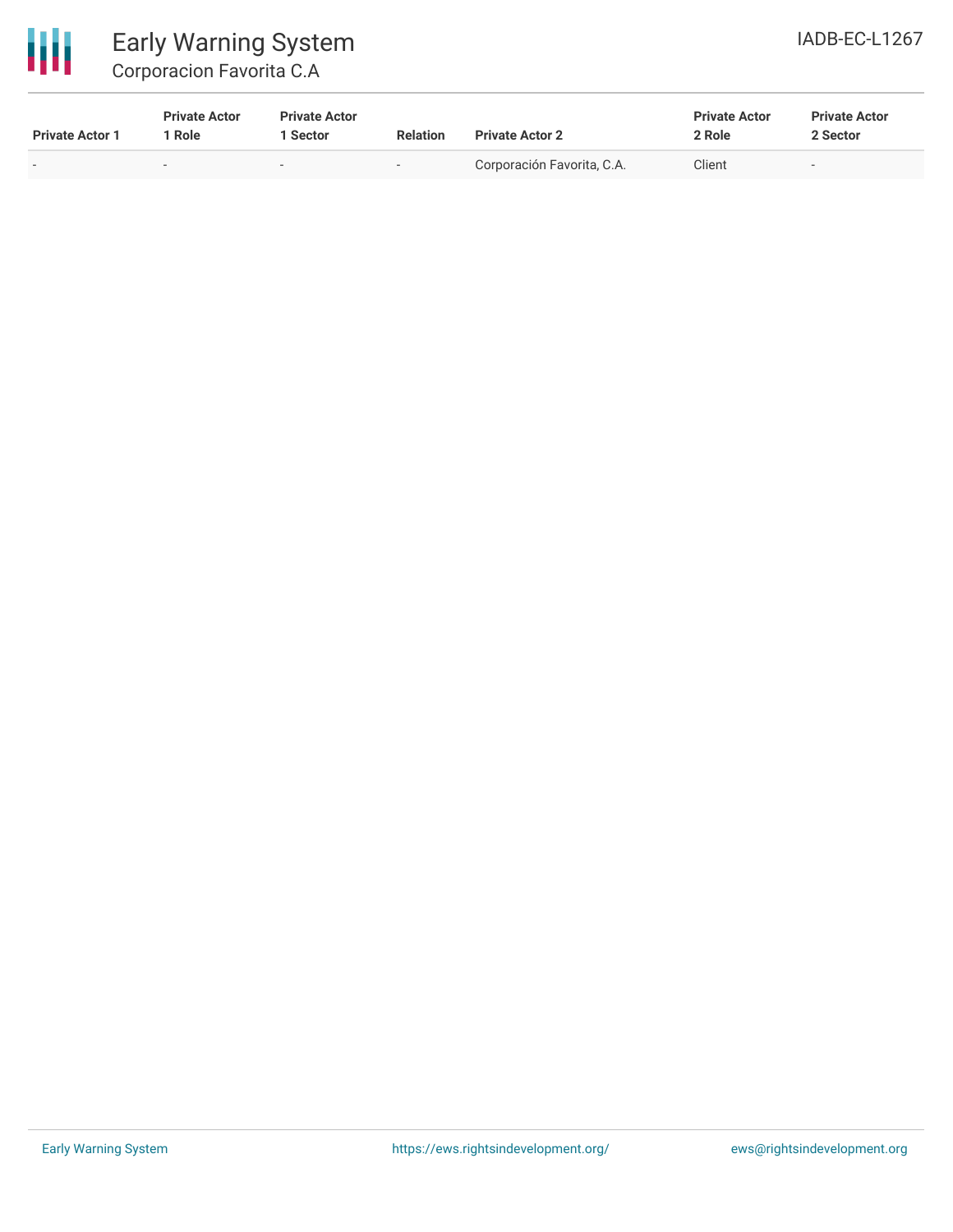| Private Actor 1 | Private Actor 1 Role | Private Actor 1 Sector | Relation | Private Actor 2 | Private Actor 2 Role | Private Actor 2 Sector |
|---|---|---|---|---|---|---|
| - | - | - | - | Corporación Favorita, C.A. | Client | - |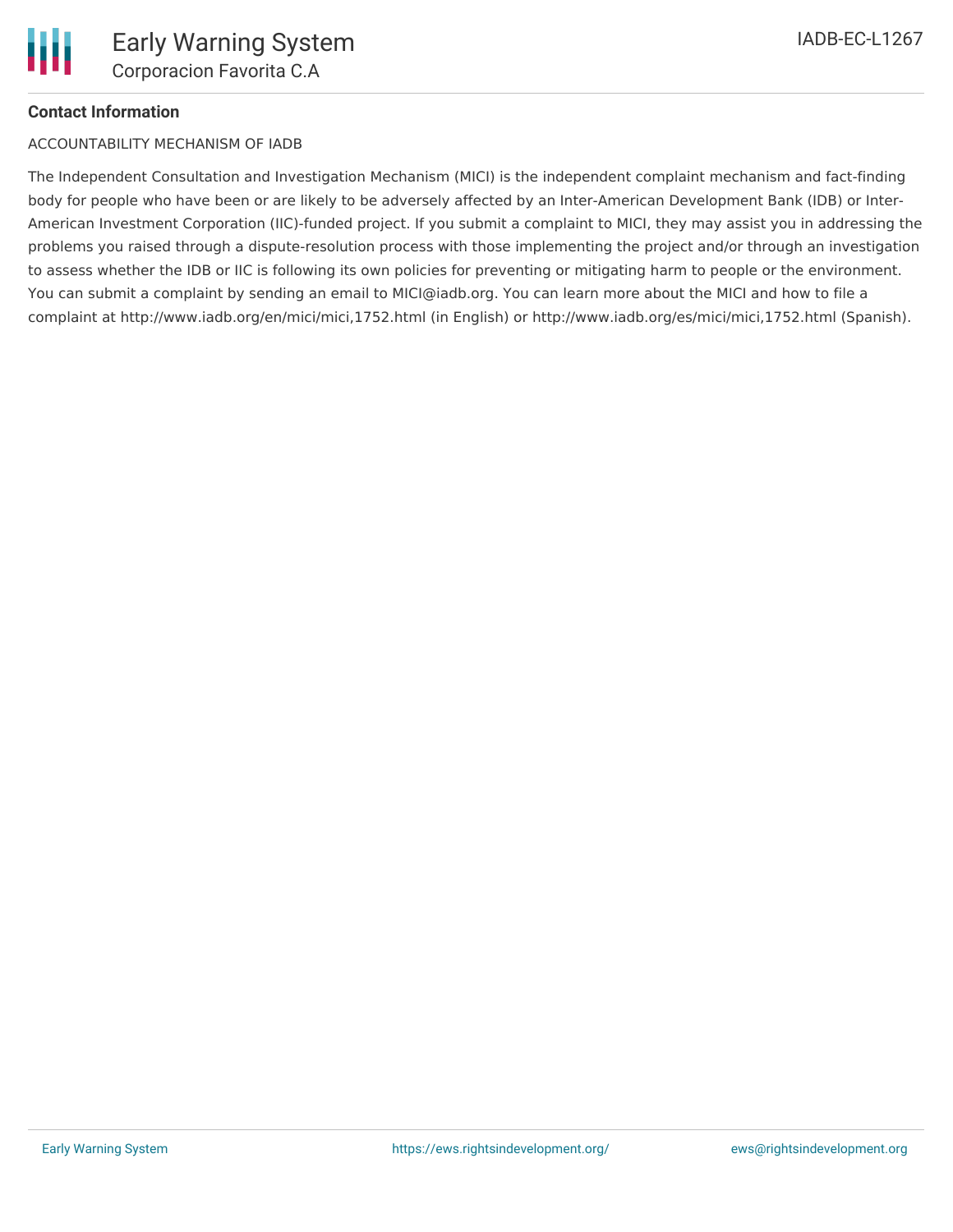**Contact Information**

ACCOUNTABILITY MECHANISM OF IADB

The Independent Consultation and Investigation Mechanism (MICI) is the independent complaint mechanism and fact-finding body for people who have been or are likely to be adversely affected by an Inter-American Development Bank (IDB) or Inter-American Investment Corporation (IIC)-funded project. If you submit a complaint to MICI, they may assist you in addressing the problems you raised through a dispute-resolution process with those implementing the project and/or through an investigation to assess whether the IDB or IIC is following its own policies for preventing or mitigating harm to people or the environment. You can submit a complaint by sending an email to MICI@iadb.org. You can learn more about the MICI and how to file a complaint at http://www.iadb.org/en/mici/mici,1752.html (in English) or http://www.iadb.org/es/mici/mici,1752.html (Spanish).